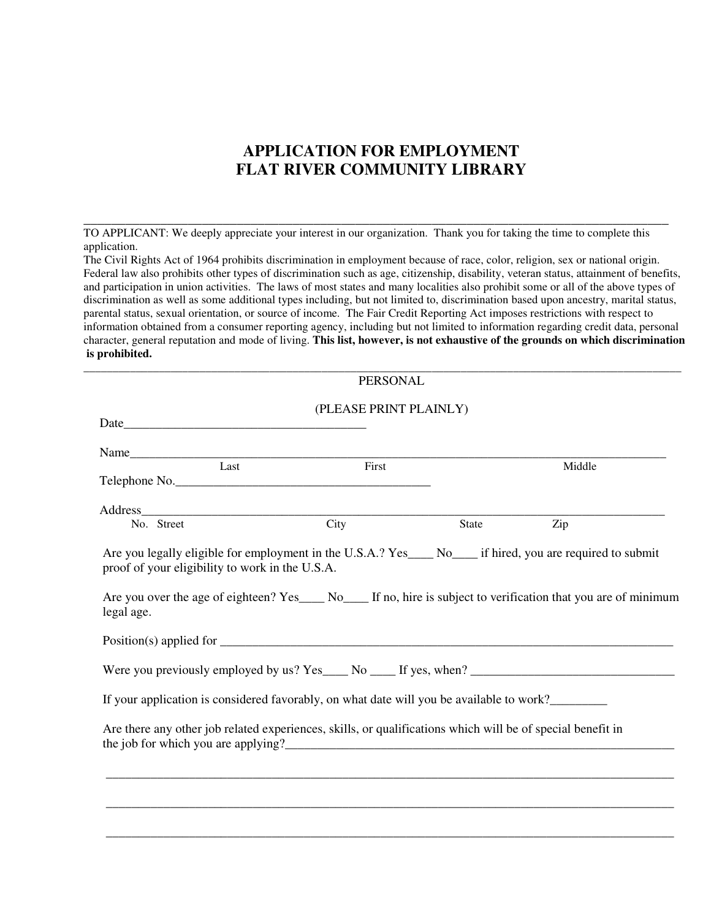# APPLICATION FOR EMPLOYMENT
# FLAT RIVER COMMUNITY LIBRARY

---

TO APPLICANT: We deeply appreciate your interest in our organization. Thank you for taking the time to complete this application.
The Civil Rights Act of 1964 prohibits discrimination in employment because of race, color, religion, sex or national origin. Federal law also prohibits other types of discrimination such as age, citizenship, disability, veteran status, attainment of benefits, and participation in union activities. The laws of most states and many localities also prohibit some or all of the above types of discrimination as well as some additional types including, but not limited to, discrimination based upon ancestry, marital status, parental status, sexual orientation, or source of income. The Fair Credit Reporting Act imposes restrictions with respect to information obtained from a consumer reporting agency, including but not limited to information regarding credit data, personal character, general reputation and mode of living. **This list, however, is not exhaustive of the grounds on which discrimination is prohibited.**

---

PERSONAL

(PLEASE PRINT PLAINLY)

Date_______________________________________

Name_________________________________________________________________________________
Last First Middle

Telephone No.__________________________________________

Address_______________________________________________________________________________
No. Street City State Zip

Are you legally eligible for employment in the U.S.A.? Yes____ No____ if hired, you are required to submit proof of your eligibility to work in the U.S.A.

Are you over the age of eighteen? Yes____ No____ If no, hire is subject to verification that you are of minimum legal age.

Position(s) applied for ____________________________________________________________________________

Were you previously employed by us? Yes____ No ____ If yes, when? ________________________________

If your application is considered favorably, on what date will you be available to work?_________

Are there any other job related experiences, skills, or qualifications which will be of special benefit in the job for which you are applying?_________________________________________________________________

_____________________________________________________________________________________________

_____________________________________________________________________________________________

_____________________________________________________________________________________________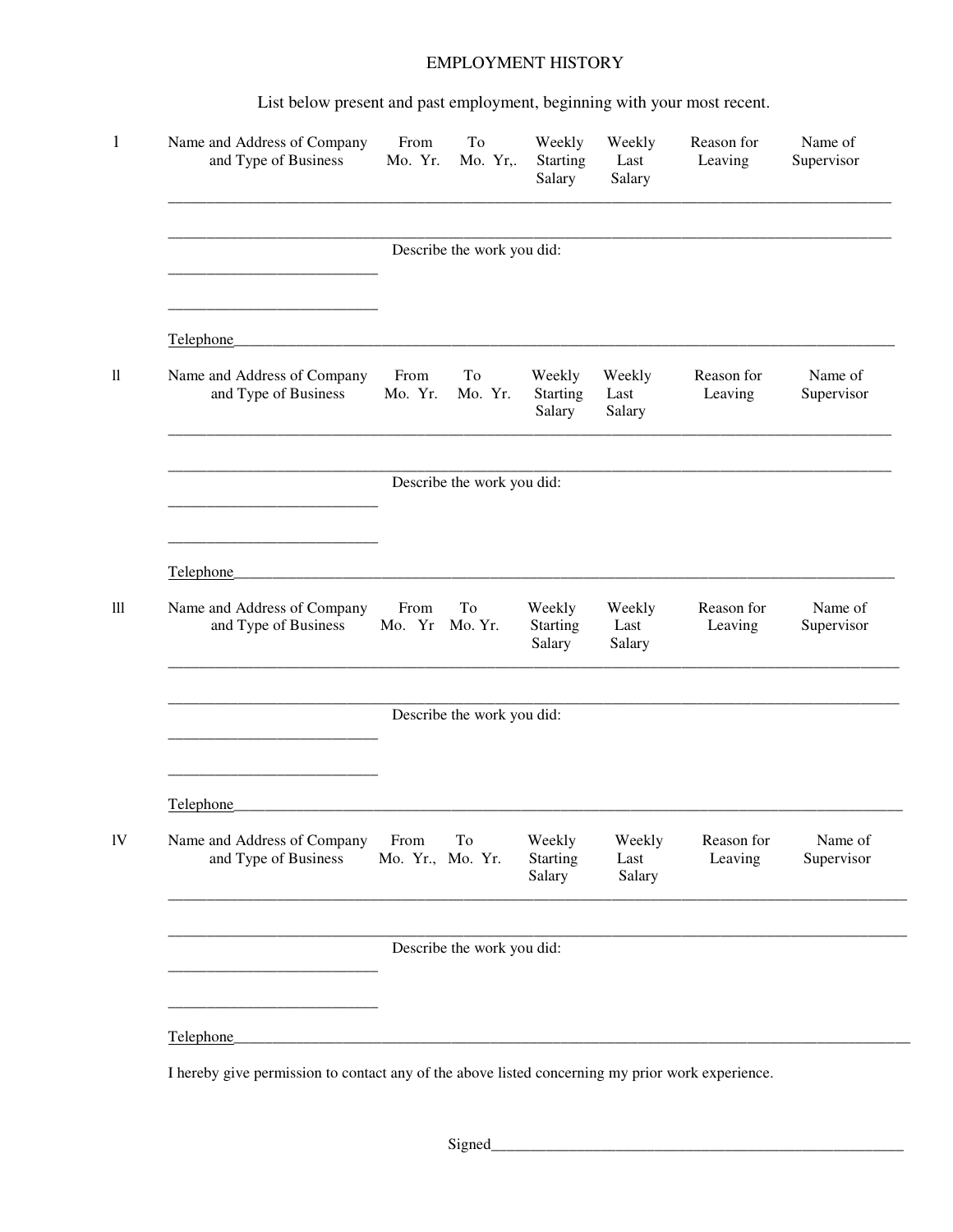# EMPLOYMENT HISTORY

List below present and past employment, beginning with your most recent.

1

| Name and Address of Company and Type of Business | From Mo. Yr. | To Mo. Yr,. | Weekly Starting Salary | Weekly Last Salary | Reason for Leaving | Name of Supervisor |
|---|---|---|---|---|---|---|
| | | | | | | |
| | | | | | | |

Describe the work you did:

___________________________

___________________________

Telephone_____________________________________________

ll

| Name and Address of Company and Type of Business | From Mo. Yr. | To Mo. Yr. | Weekly Starting Salary | Weekly Last Salary | Reason for Leaving | Name of Supervisor |
|---|---|---|---|---|---|---|
| | | | | | | |
| | | | | | | |

Describe the work you did:

___________________________

___________________________

Telephone_____________________________________________

lll

| Name and Address of Company and Type of Business | From Mo. Yr | To Mo. Yr. | Weekly Starting Salary | Weekly Last Salary | Reason for Leaving | Name of Supervisor |
|---|---|---|---|---|---|---|
| | | | | | | |
| | | | | | | |

Describe the work you did:

___________________________

___________________________

Telephone_____________________________________________

IV

| Name and Address of Company and Type of Business | From Mo. Yr., | To Mo. Yr. | Weekly Starting Salary | Weekly Last Salary | Reason for Leaving | Name of Supervisor |
|---|---|---|---|---|---|---|
| | | | | | | |
| | | | | | | |

Describe the work you did:

___________________________

___________________________

Telephone_____________________________________________

I hereby give permission to contact any of the above listed concerning my prior work experience.

Signed_____________________________________________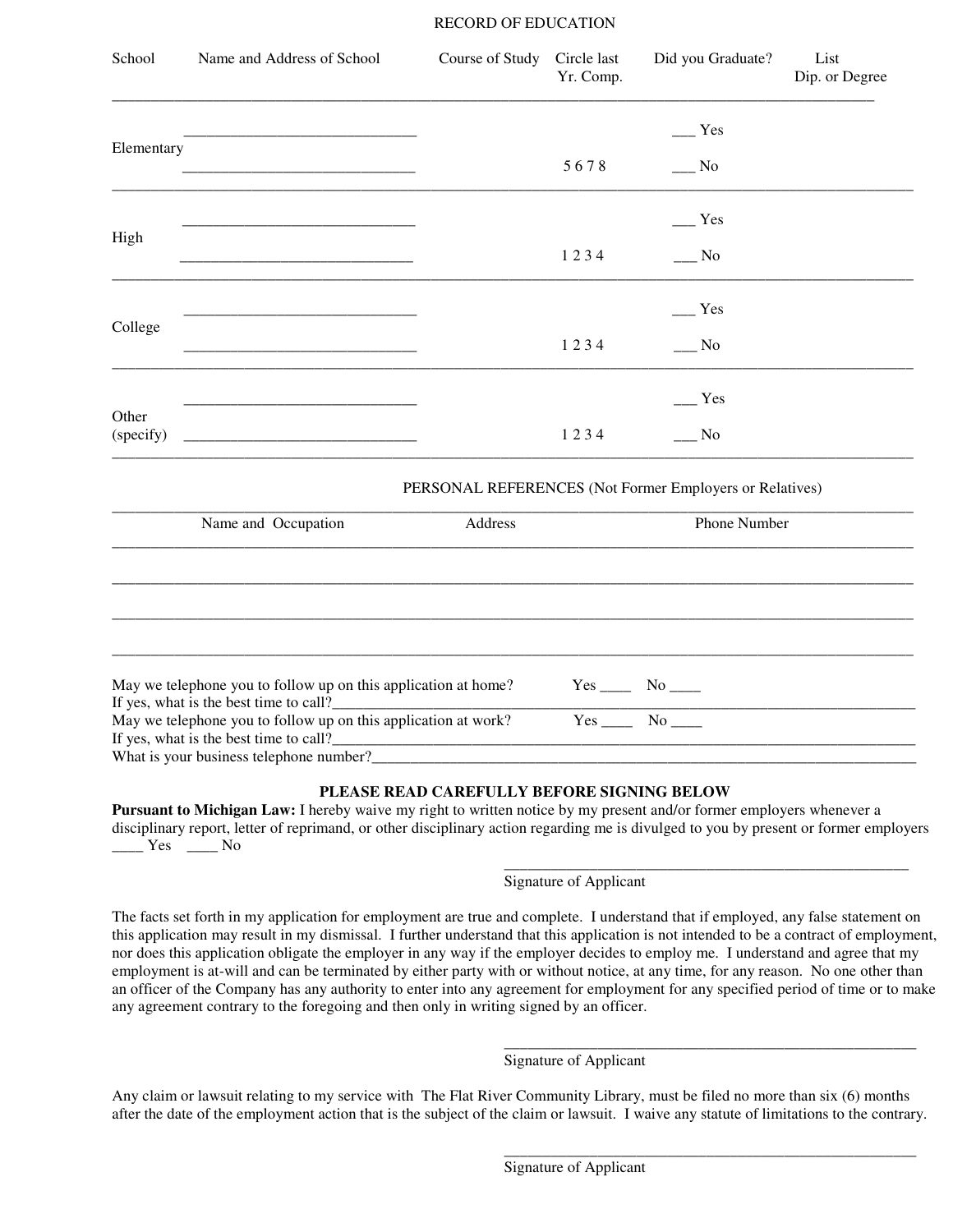## RECORD OF EDUCATION

| School | Name and Address of School | Course of Study | Circle last Yr. Comp. | Did you Graduate? | List Dip. or Degree |
|---|---|---|---|---|---|
| Elementary | ______________________________<br>______________________________ | | 5 6 7 8 | ___ Yes<br>___ No | |
| High | ______________________________<br>______________________________ | | 1 2 3 4 | ___ Yes<br>___ No | |
| College | ______________________________<br>______________________________ | | 1 2 3 4 | ___ Yes<br>___ No | |
| Other (specify) | ______________________________<br>______________________________ | | 1 2 3 4 | ___ Yes<br>___ No | |

## PERSONAL REFERENCES (Not Former Employers or Relatives)

| Name and Occupation | Address | Phone Number |
|---|---|---|
| | | |
| | | |
| | | |
| | | |

May we telephone you to follow up on this application at home? Yes ____ No ____

If yes, what is the best time to call?______________________________________________

May we telephone you to follow up on this application at work? Yes ____ No ____

If yes, what is the best time to call?______________________________________________

What is your business telephone number?____________________________________________

**PLEASE READ CAREFULLY BEFORE SIGNING BELOW**

**Pursuant to Michigan Law:** I hereby waive my right to written notice by my present and/or former employers whenever a disciplinary report, letter of reprimand, or other disciplinary action regarding me is divulged to you by present or former employers ____ Yes ____ No

_______________________________________________________
Signature of Applicant

The facts set forth in my application for employment are true and complete. I understand that if employed, any false statement on this application may result in my dismissal. I further understand that this application is not intended to be a contract of employment, nor does this application obligate the employer in any way if the employer decides to employ me. I understand and agree that my employment is at-will and can be terminated by either party with or without notice, at any time, for any reason. No one other than an officer of the Company has any authority to enter into any agreement for employment for any specified period of time or to make any agreement contrary to the foregoing and then only in writing signed by an officer.

_______________________________________________________
Signature of Applicant

Any claim or lawsuit relating to my service with The Flat River Community Library, must be filed no more than six (6) months after the date of the employment action that is the subject of the claim or lawsuit. I waive any statute of limitations to the contrary.

_______________________________________________________
Signature of Applicant